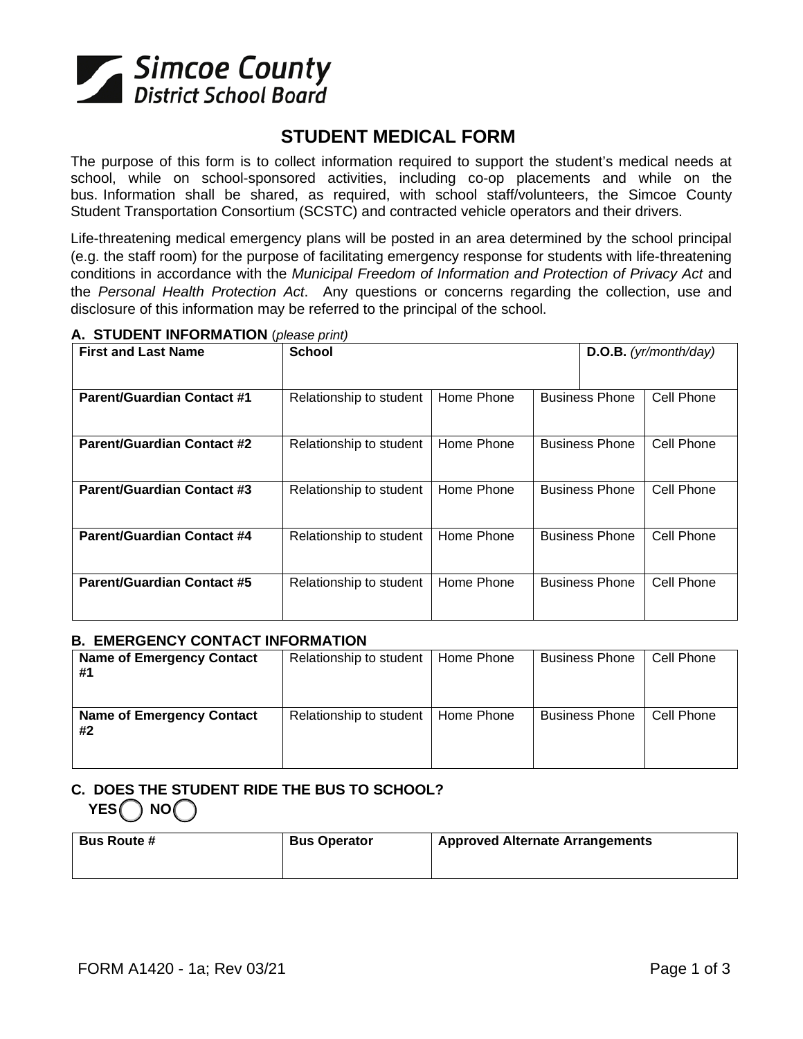Simcoe County District School Board

# STUDENT MEDICAL FORM

The purpose of this form is to collect information required to support the student's medical needs at school, while on school-sponsored activities, including co-op placements and while on the bus. Information shall be shared, as required, with school staff/volunteers, the Simcoe County Student Transportation Consortium (SCSTC) and contracted vehicle operators and their drivers.

Life-threatening medical emergency plans will be posted in an area determined by the school principal (e.g. the staff room) for the purpose of facilitating emergency response for students with life-threatening conditions in accordance with the *Municipal Freedom of Information and Protection of Privacy Act* and the *Personal Health Protection Act*. Any questions or concerns regarding the collection, use and disclosure of this information may be referred to the principal of the school.

### A. STUDENT INFORMATION (*please print*)

| **First and Last Name** | **School** | | | **D.O.B.** *(yr/month/day)* |
|---|---|---|---|---|
| **Parent/Guardian Contact #1** | Relationship to student | Home Phone | Business Phone | Cell Phone |
| **Parent/Guardian Contact #2** | Relationship to student | Home Phone | Business Phone | Cell Phone |
| **Parent/Guardian Contact #3** | Relationship to student | Home Phone | Business Phone | Cell Phone |
| **Parent/Guardian Contact #4** | Relationship to student | Home Phone | Business Phone | Cell Phone |
| **Parent/Guardian Contact #5** | Relationship to student | Home Phone | Business Phone | Cell Phone |

### B. EMERGENCY CONTACT INFORMATION

| **Name of Emergency Contact #1** | Relationship to student | Home Phone | Business Phone | Cell Phone |
|---|---|---|---|---|
| **Name of Emergency Contact #2** | Relationship to student | Home Phone | Business Phone | Cell Phone |

### C. DOES THE STUDENT RIDE THE BUS TO SCHOOL?

**YES** ◯ **NO** ◯

| **Bus Route #** | **Bus Operator** | **Approved Alternate Arrangements** |
|---|---|---|
| | | |

FORM A1420 - 1a; Rev 03/21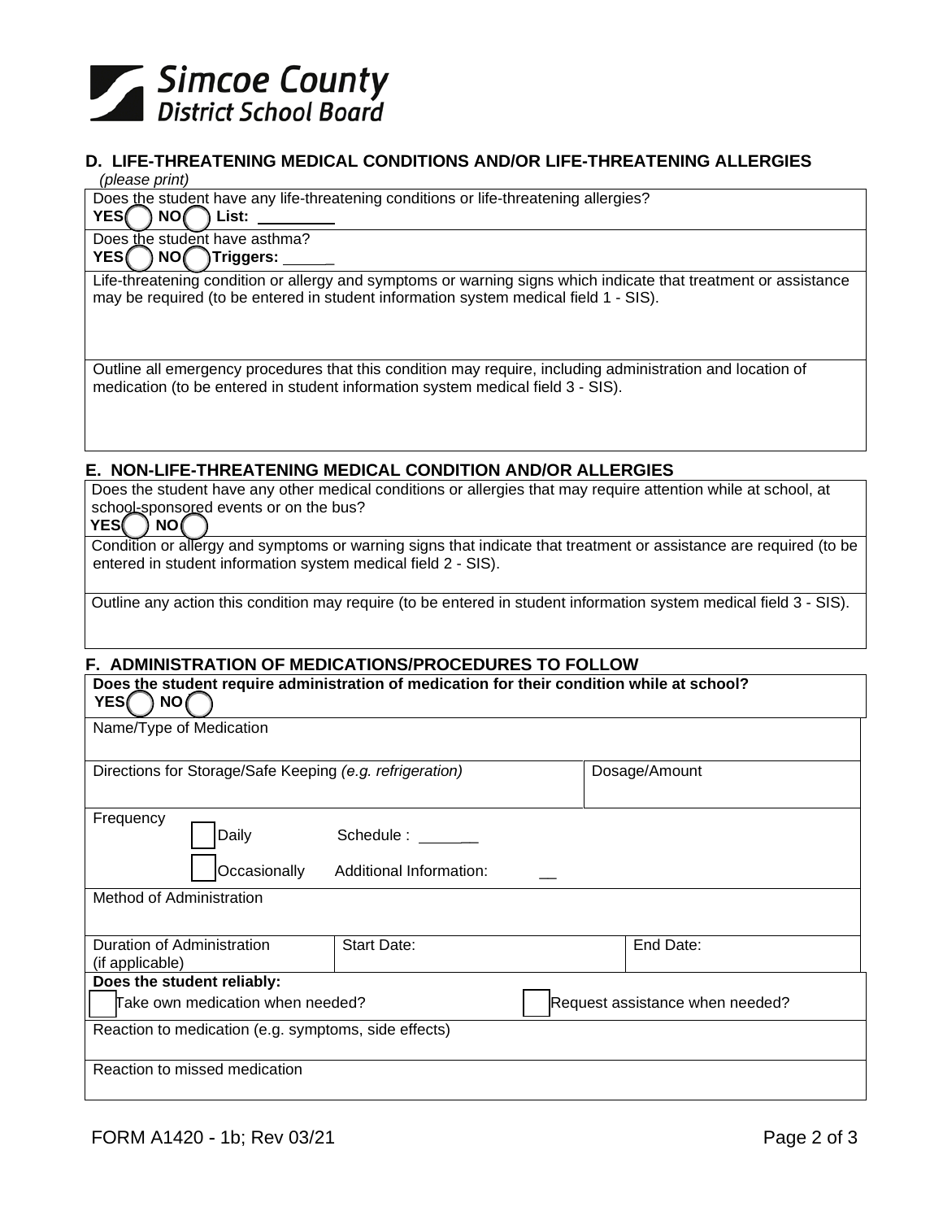**Simcoe County District School Board**

## D. LIFE-THREATENING MEDICAL CONDITIONS AND/OR LIFE-THREATENING ALLERGIES

*(please print)*

Does the student have any life-threatening conditions or life-threatening allergies?
**YES** ◯ **NO** ◯ **List:** __________

Does the student have asthma?
**YES** ◯ **NO** ◯ **Triggers:** ______

Life-threatening condition or allergy and symptoms or warning signs which indicate that treatment or assistance may be required (to be entered in student information system medical field 1 - SIS).

Outline all emergency procedures that this condition may require, including administration and location of medication (to be entered in student information system medical field 3 - SIS).

## E. NON-LIFE-THREATENING MEDICAL CONDITION AND/OR ALLERGIES

Does the student have any other medical conditions or allergies that may require attention while at school, at school-sponsored events or on the bus?
**YES** ◯ **NO** ◯

Condition or allergy and symptoms or warning signs that indicate that treatment or assistance are required (to be entered in student information system medical field 2 - SIS).

Outline any action this condition may require (to be entered in student information system medical field 3 - SIS).

## F. ADMINISTRATION OF MEDICATIONS/PROCEDURES TO FOLLOW

**Does the student require administration of medication for their condition while at school?**
**YES** ◯ **NO** ◯

Name/Type of Medication

| Directions for Storage/Safe Keeping *(e.g. refrigeration)* | Dosage/Amount |
|---|---|
| | |

Frequency
- ☐ Daily  Schedule : ________
- ☐ Occasionally  Additional Information: __

Method of Administration

| Duration of Administration (if applicable) | Start Date: | End Date: |
|---|---|---|
| | | |

**Does the student reliably:**
- ☐ Take own medication when needed?
- ☐ Request assistance when needed?

Reaction to medication (e.g. symptoms, side effects)

Reaction to missed medication

FORM A1420 - 1b; Rev 03/21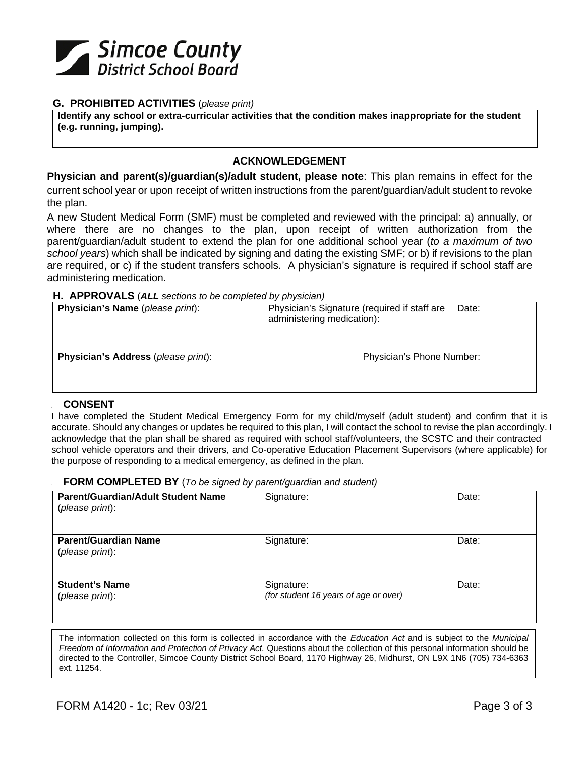Simcoe County District School Board

## G. PROHIBITED ACTIVITIES (*please print*)

**Identify any school or extra-curricular activities that the condition makes inappropriate for the student (e.g. running, jumping).**

## ACKNOWLEDGEMENT

**Physician and parent(s)/guardian(s)/adult student, please note**: This plan remains in effect for the current school year or upon receipt of written instructions from the parent/guardian/adult student to revoke the plan.

A new Student Medical Form (SMF) must be completed and reviewed with the principal: a) annually, or where there are no changes to the plan, upon receipt of written authorization from the parent/guardian/adult student to extend the plan for one additional school year (*to a maximum of two school years*) which shall be indicated by signing and dating the existing SMF; or b) if revisions to the plan are required, or c) if the student transfers schools. A physician's signature is required if school staff are administering medication.

## H. APPROVALS (***ALL*** *sections to be completed by physician*)

| | | |
|---|---|---|
| **Physician's Name** (*please print*): | Physician's Signature (required if staff are administering medication): | Date: |
| **Physician's Address** (*please print*): | Physician's Phone Number: | |

## CONSENT

I have completed the Student Medical Emergency Form for my child/myself (adult student) and confirm that it is accurate. Should any changes or updates be required to this plan, I will contact the school to revise the plan accordingly. I acknowledge that the plan shall be shared as required with school staff/volunteers, the SCSTC and their contracted school vehicle operators and their drivers, and Co-operative Education Placement Supervisors (where applicable) for the purpose of responding to a medical emergency, as defined in the plan.

## FORM COMPLETED BY (*To be signed by parent/guardian and student*)

| | | |
|---|---|---|
| **Parent/Guardian/Adult Student Name** (*please print*): | Signature: | Date: |
| **Parent/Guardian Name** (*please print*): | Signature: | Date: |
| **Student's Name** (*please print*): | Signature: (*for student 16 years of age or over*) | Date: |

The information collected on this form is collected in accordance with the *Education Act* and is subject to the *Municipal Freedom of Information and Protection of Privacy Act.* Questions about the collection of this personal information should be directed to the Controller, Simcoe County District School Board, 1170 Highway 26, Midhurst, ON L9X 1N6 (705) 734-6363 ext. 11254.

FORM A1420 - 1c; Rev 03/21